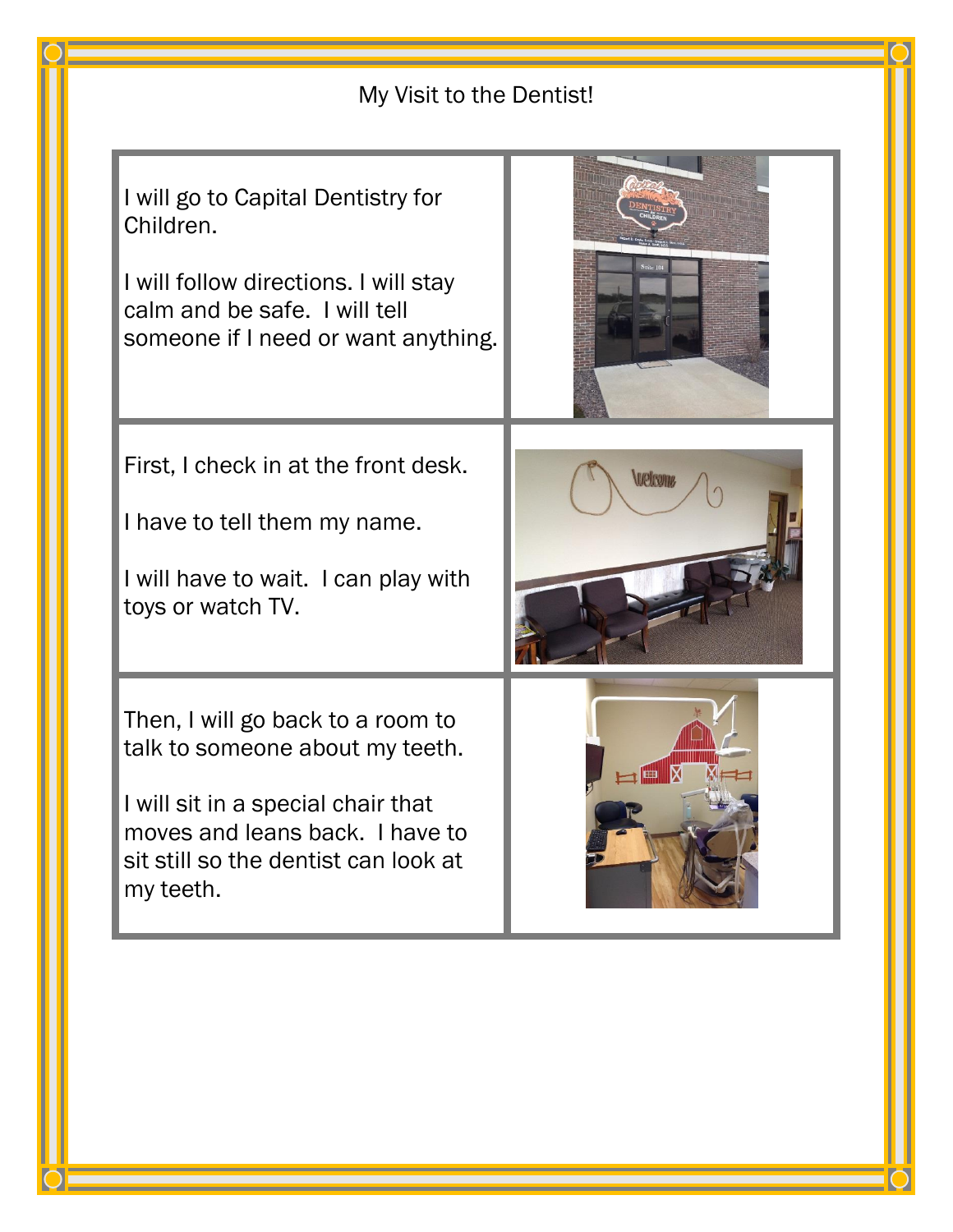My Visit to the Dentist!

I will go to Capital Dentistry for Children.

I will follow directions. I will stay calm and be safe. I will tell someone if I need or want anything.

First, I check in at the front desk.

I have to tell them my name.

I will have to wait. I can play with toys or watch TV.

Then, I will go back to a room to talk to someone about my teeth.

I will sit in a special chair that moves and leans back. I have to sit still so the dentist can look at my teeth.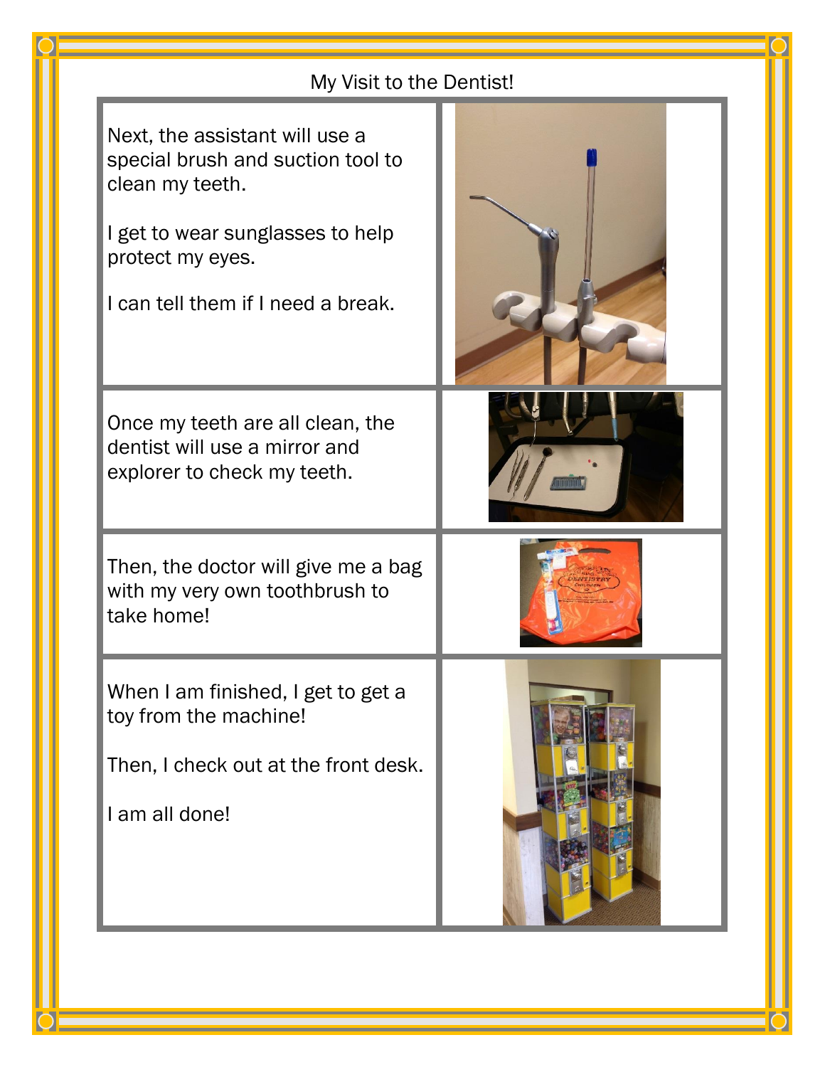My Visit to the Dentist!

| | |
|---|---|
| Next, the assistant will use a special brush and suction tool to clean my teeth.<br><br>I get to wear sunglasses to help protect my eyes.<br><br>I can tell them if I need a break. | |
| Once my teeth are all clean, the dentist will use a mirror and explorer to check my teeth. | |
| Then, the doctor will give me a bag with my very own toothbrush to take home! | |
| When I am finished, I get to get a toy from the machine!<br><br>Then, I check out at the front desk.<br><br>I am all done! | |